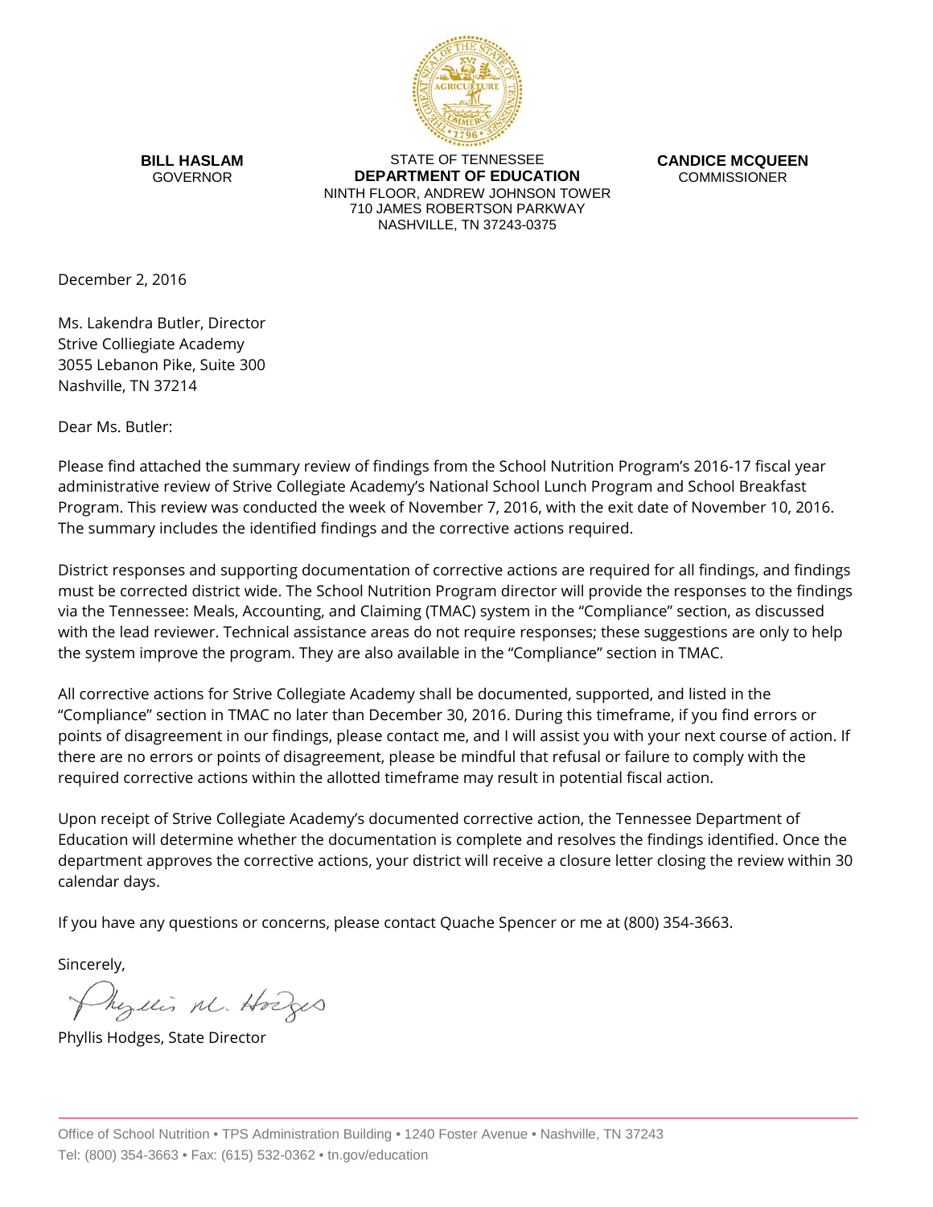**BILL HASLAM**
GOVERNOR

STATE OF TENNESSEE
**DEPARTMENT OF EDUCATION**
NINTH FLOOR, ANDREW JOHNSON TOWER
710 JAMES ROBERTSON PARKWAY
NASHVILLE, TN 37243-0375

**CANDICE MCQUEEN**
COMMISSIONER

December 2, 2016

Ms. Lakendra Butler, Director
Strive Colliegiate Academy
3055 Lebanon Pike, Suite 300
Nashville, TN 37214

Dear Ms. Butler:

Please find attached the summary review of findings from the School Nutrition Program's 2016-17 fiscal year administrative review of Strive Collegiate Academy's National School Lunch Program and School Breakfast Program. This review was conducted the week of November 7, 2016, with the exit date of November 10, 2016. The summary includes the identified findings and the corrective actions required.

District responses and supporting documentation of corrective actions are required for all findings, and findings must be corrected district wide. The School Nutrition Program director will provide the responses to the findings via the Tennessee: Meals, Accounting, and Claiming (TMAC) system in the "Compliance" section, as discussed with the lead reviewer. Technical assistance areas do not require responses; these suggestions are only to help the system improve the program. They are also available in the "Compliance" section in TMAC.

All corrective actions for Strive Collegiate Academy shall be documented, supported, and listed in the "Compliance" section in TMAC no later than December 30, 2016. During this timeframe, if you find errors or points of disagreement in our findings, please contact me, and I will assist you with your next course of action. If there are no errors or points of disagreement, please be mindful that refusal or failure to comply with the required corrective actions within the allotted timeframe may result in potential fiscal action.

Upon receipt of Strive Collegiate Academy's documented corrective action, the Tennessee Department of Education will determine whether the documentation is complete and resolves the findings identified. Once the department approves the corrective actions, your district will receive a closure letter closing the review within 30 calendar days.

If you have any questions or concerns, please contact Quache Spencer or me at (800) 354-3663.

Sincerely,

Phyllis M. Hodges

Phyllis Hodges, State Director

Office of School Nutrition • TPS Administration Building • 1240 Foster Avenue • Nashville, TN 37243
Tel: (800) 354-3663 • Fax: (615) 532-0362 • tn.gov/education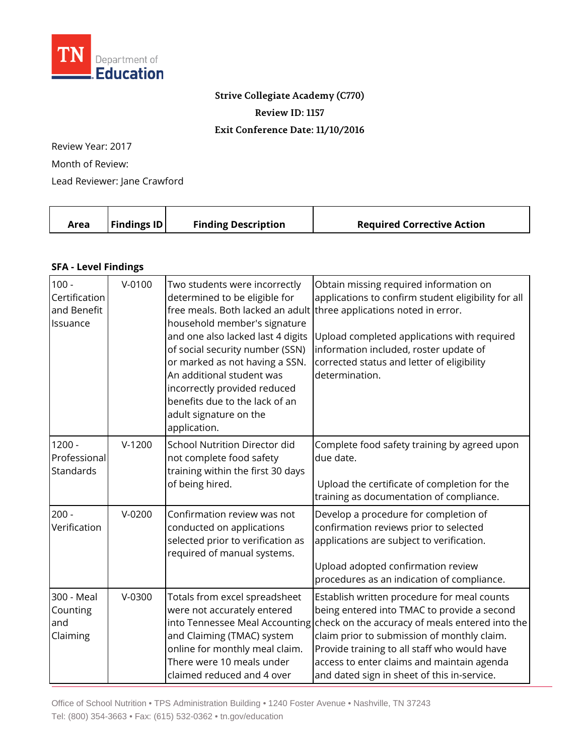TN Department of Education

**Strive Collegiate Academy (C770)**

**Review ID: 1157**

**Exit Conference Date: 11/10/2016**

Review Year: 2017

Month of Review:

Lead Reviewer: Jane Crawford

| Area | Findings ID | Finding Description | Required Corrective Action |
|---|---|---|---|
| **SFA - Level Findings** | | | |
| 100 - Certification and Benefit Issuance | V-0100 | Two students were incorrectly determined to be eligible for free meals. Both lacked an adult household member's signature and one also lacked last 4 digits of social security number (SSN) or marked as not having a SSN. An additional student was incorrectly provided reduced benefits due to the lack of an adult signature on the application. | Obtain missing required information on applications to confirm student eligibility for all three applications noted in error.<br><br>Upload completed applications with required information included, roster update of corrected status and letter of eligibility determination. |
| 1200 - Professional Standards | V-1200 | School Nutrition Director did not complete food safety training within the first 30 days of being hired. | Complete food safety training by agreed upon due date.<br><br>Upload the certificate of completion for the training as documentation of compliance. |
| 200 - Verification | V-0200 | Confirmation review was not conducted on applications selected prior to verification as required of manual systems. | Develop a procedure for completion of confirmation reviews prior to selected applications are subject to verification.<br><br>Upload adopted confirmation review procedures as an indication of compliance. |
| 300 - Meal Counting and Claiming | V-0300 | Totals from excel spreadsheet were not accurately entered into Tennessee Meal Accounting and Claiming (TMAC) system online for monthly meal claim. There were 10 meals under claimed reduced and 4 over | Establish written procedure for meal counts being entered into TMAC to provide a second check on the accuracy of meals entered into the claim prior to submission of monthly claim. Provide training to all staff who would have access to enter claims and maintain agenda and dated sign in sheet of this in-service. |

Office of School Nutrition • TPS Administration Building • 1240 Foster Avenue • Nashville, TN 37243
Tel: (800) 354-3663 • Fax: (615) 532-0362 • tn.gov/education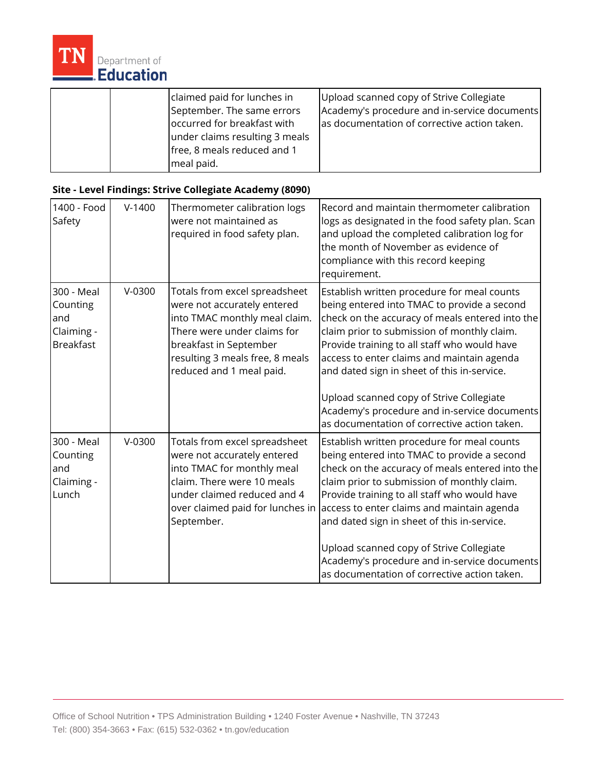| | | | |
|---|---|---|---|
| | | claimed paid for lunches in September. The same errors occurred for breakfast with under claims resulting 3 meals free, 8 meals reduced and 1 meal paid. | Upload scanned copy of Strive Collegiate Academy's procedure and in-service documents as documentation of corrective action taken. |

**Site - Level Findings: Strive Collegiate Academy (8090)**

| | | | |
|---|---|---|---|
| 1400 - Food Safety | V-1400 | Thermometer calibration logs were not maintained as required in food safety plan. | Record and maintain thermometer calibration logs as designated in the food safety plan. Scan and upload the completed calibration log for the month of November as evidence of compliance with this record keeping requirement. |
| 300 - Meal Counting and Claiming - Breakfast | V-0300 | Totals from excel spreadsheet were not accurately entered into TMAC monthly meal claim. There were under claims for breakfast in September resulting 3 meals free, 8 meals reduced and 1 meal paid. | Establish written procedure for meal counts being entered into TMAC to provide a second check on the accuracy of meals entered into the claim prior to submission of monthly claim. Provide training to all staff who would have access to enter claims and maintain agenda and dated sign in sheet of this in-service.<br><br>Upload scanned copy of Strive Collegiate Academy's procedure and in-service documents as documentation of corrective action taken. |
| 300 - Meal Counting and Claiming - Lunch | V-0300 | Totals from excel spreadsheet were not accurately entered into TMAC for monthly meal claim. There were 10 meals under claimed reduced and 4 over claimed paid for lunches in September. | Establish written procedure for meal counts being entered into TMAC to provide a second check on the accuracy of meals entered into the claim prior to submission of monthly claim. Provide training to all staff who would have access to enter claims and maintain agenda and dated sign in sheet of this in-service.<br><br>Upload scanned copy of Strive Collegiate Academy's procedure and in-service documents as documentation of corrective action taken. |